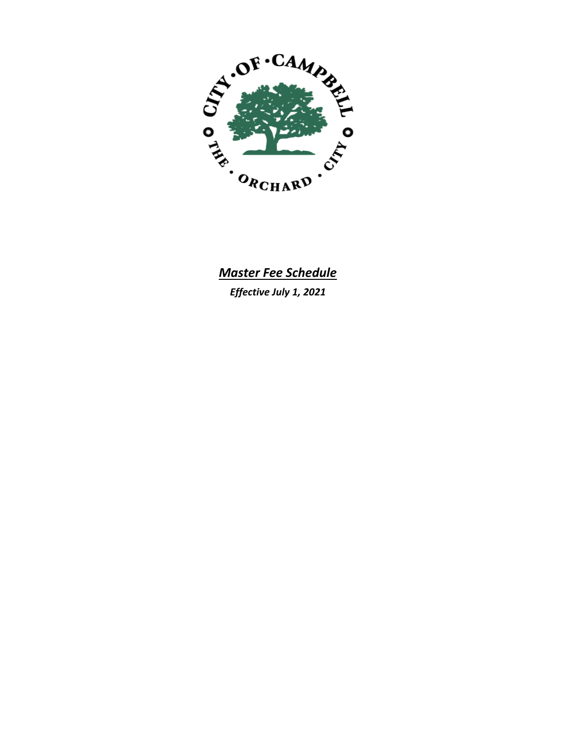CITY · OF · CAMPBELL · THE · ORCHARD · CITY

# ***Master Fee Schedule***

***Effective July 1, 2021***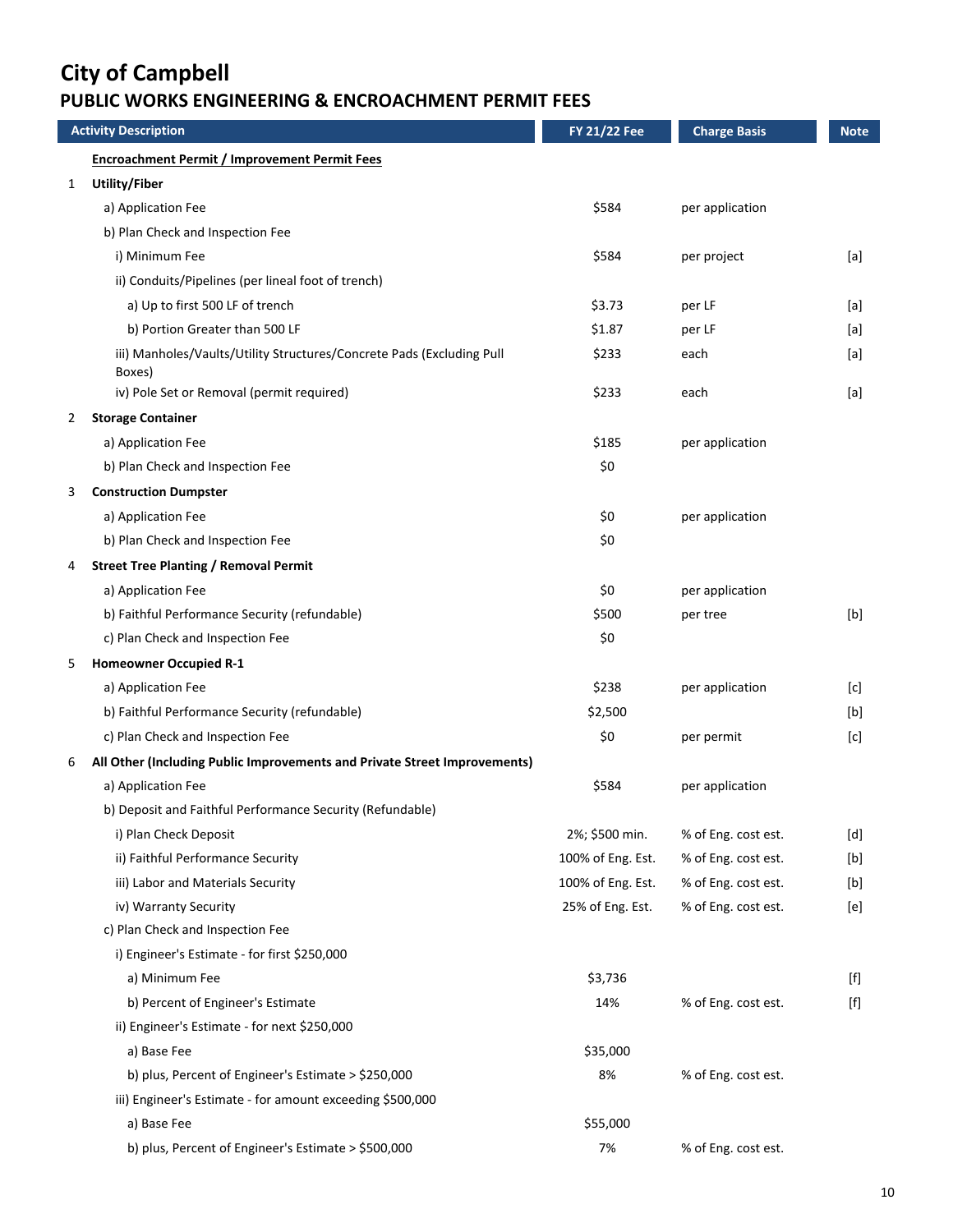# City of Campbell

## PUBLIC WORKS ENGINEERING & ENCROACHMENT PERMIT FEES

| | Activity Description | FY 21/22 Fee | Charge Basis | Note |
|---|---|---|---|---|
| | **Encroachment Permit / Improvement Permit Fees** | | | |
| 1 | **Utility/Fiber** | | | |
| | a) Application Fee | $584 | per application | |
| | b) Plan Check and Inspection Fee | | | |
| | i) Minimum Fee | $584 | per project | [a] |
| | ii) Conduits/Pipelines (per lineal foot of trench) | | | |
| | a) Up to first 500 LF of trench | $3.73 | per LF | [a] |
| | b) Portion Greater than 500 LF | $1.87 | per LF | [a] |
| | iii) Manholes/Vaults/Utility Structures/Concrete Pads (Excluding Pull Boxes) | $233 | each | [a] |
| | iv) Pole Set or Removal (permit required) | $233 | each | [a] |
| 2 | **Storage Container** | | | |
| | a) Application Fee | $185 | per application | |
| | b) Plan Check and Inspection Fee | $0 | | |
| 3 | **Construction Dumpster** | | | |
| | a) Application Fee | $0 | per application | |
| | b) Plan Check and Inspection Fee | $0 | | |
| 4 | **Street Tree Planting / Removal Permit** | | | |
| | a) Application Fee | $0 | per application | |
| | b) Faithful Performance Security (refundable) | $500 | per tree | [b] |
| | c) Plan Check and Inspection Fee | $0 | | |
| 5 | **Homeowner Occupied R-1** | | | |
| | a) Application Fee | $238 | per application | [c] |
| | b) Faithful Performance Security (refundable) | $2,500 | | [b] |
| | c) Plan Check and Inspection Fee | $0 | per permit | [c] |
| 6 | **All Other (Including Public Improvements and Private Street Improvements)** | | | |
| | a) Application Fee | $584 | per application | |
| | b) Deposit and Faithful Performance Security (Refundable) | | | |
| | i) Plan Check Deposit | 2%; $500 min. | % of Eng. cost est. | [d] |
| | ii) Faithful Performance Security | 100% of Eng. Est. | % of Eng. cost est. | [b] |
| | iii) Labor and Materials Security | 100% of Eng. Est. | % of Eng. cost est. | [b] |
| | iv) Warranty Security | 25% of Eng. Est. | % of Eng. cost est. | [e] |
| | c) Plan Check and Inspection Fee | | | |
| | i) Engineer's Estimate - for first $250,000 | | | |
| | a) Minimum Fee | $3,736 | | [f] |
| | b) Percent of Engineer's Estimate | 14% | % of Eng. cost est. | [f] |
| | ii) Engineer's Estimate - for next $250,000 | | | |
| | a) Base Fee | $35,000 | | |
| | b) plus, Percent of Engineer's Estimate > $250,000 | 8% | % of Eng. cost est. | |
| | iii) Engineer's Estimate - for amount exceeding $500,000 | | | |
| | a) Base Fee | $55,000 | | |
| | b) plus, Percent of Engineer's Estimate > $500,000 | 7% | % of Eng. cost est. | |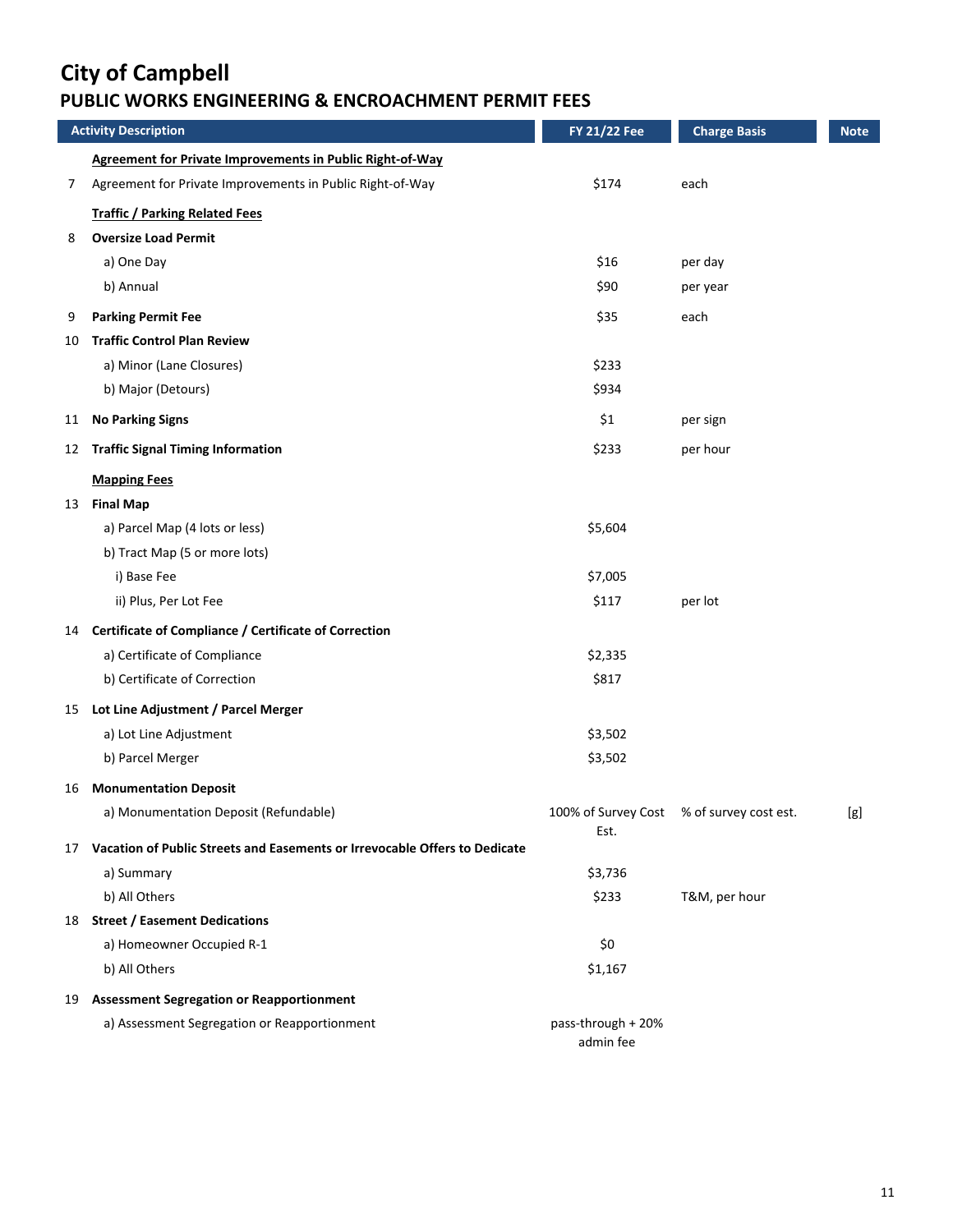# City of Campbell

## PUBLIC WORKS ENGINEERING & ENCROACHMENT PERMIT FEES

| | Activity Description | FY 21/22 Fee | Charge Basis | Note |
|---|---|---|---|---|
| | **Agreement for Private Improvements in Public Right-of-Way** | | | |
| 7 | Agreement for Private Improvements in Public Right-of-Way | $174 | each | |
| | **Traffic / Parking Related Fees** | | | |
| 8 | **Oversize Load Permit** | | | |
| | a) One Day | $16 | per day | |
| | b) Annual | $90 | per year | |
| 9 | **Parking Permit Fee** | $35 | each | |
| 10 | **Traffic Control Plan Review** | | | |
| | a) Minor (Lane Closures) | $233 | | |
| | b) Major (Detours) | $934 | | |
| 11 | **No Parking Signs** | $1 | per sign | |
| 12 | **Traffic Signal Timing Information** | $233 | per hour | |
| | **Mapping Fees** | | | |
| 13 | **Final Map** | | | |
| | a) Parcel Map (4 lots or less) | $5,604 | | |
| | b) Tract Map (5 or more lots) | | | |
| | i) Base Fee | $7,005 | | |
| | ii) Plus, Per Lot Fee | $117 | per lot | |
| 14 | **Certificate of Compliance / Certificate of Correction** | | | |
| | a) Certificate of Compliance | $2,335 | | |
| | b) Certificate of Correction | $817 | | |
| 15 | **Lot Line Adjustment / Parcel Merger** | | | |
| | a) Lot Line Adjustment | $3,502 | | |
| | b) Parcel Merger | $3,502 | | |
| 16 | **Monumentation Deposit** | | | |
| | a) Monumentation Deposit (Refundable) | 100% of Survey Cost Est. | % of survey cost est. | [g] |
| 17 | **Vacation of Public Streets and Easements or Irrevocable Offers to Dedicate** | | | |
| | a) Summary | $3,736 | | |
| | b) All Others | $233 | T&M, per hour | |
| 18 | **Street / Easement Dedications** | | | |
| | a) Homeowner Occupied R-1 | $0 | | |
| | b) All Others | $1,167 | | |
| 19 | **Assessment Segregation or Reapportionment** | | | |
| | a) Assessment Segregation or Reapportionment | pass-through + 20% admin fee | | |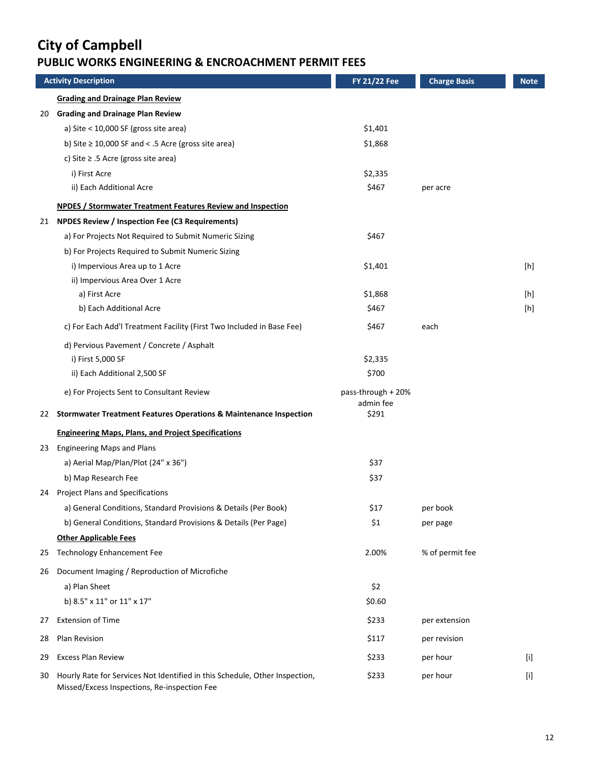# City of Campbell

## PUBLIC WORKS ENGINEERING & ENCROACHMENT PERMIT FEES

| | Activity Description | FY 21/22 Fee | Charge Basis | Note |
|---|---|---|---|---|
| | **Grading and Drainage Plan Review** | | | |
| 20 | **Grading and Drainage Plan Review** | | | |
| | a) Site < 10,000 SF (gross site area) | $1,401 | | |
| | b) Site ≥ 10,000 SF and < .5 Acre (gross site area) | $1,868 | | |
| | c) Site ≥ .5 Acre (gross site area) | | | |
| | i) First Acre | $2,335 | | |
| | ii) Each Additional Acre | $467 | per acre | |
| | **NPDES / Stormwater Treatment Features Review and Inspection** | | | |
| 21 | **NPDES Review / Inspection Fee (C3 Requirements)** | | | |
| | a) For Projects Not Required to Submit Numeric Sizing | $467 | | |
| | b) For Projects Required to Submit Numeric Sizing | | | |
| | i) Impervious Area up to 1 Acre | $1,401 | | [h] |
| | ii) Impervious Area Over 1 Acre | | | |
| | a) First Acre | $1,868 | | [h] |
| | b) Each Additional Acre | $467 | | [h] |
| | c) For Each Add'l Treatment Facility (First Two Included in Base Fee) | $467 | each | |
| | d) Pervious Pavement / Concrete / Asphalt | | | |
| | i) First 5,000 SF | $2,335 | | |
| | ii) Each Additional 2,500 SF | $700 | | |
| | e) For Projects Sent to Consultant Review | pass-through + 20% admin fee | | |
| 22 | **Stormwater Treatment Features Operations & Maintenance Inspection** | $291 | | |
| | **Engineering Maps, Plans, and Project Specifications** | | | |
| 23 | Engineering Maps and Plans | | | |
| | a) Aerial Map/Plan/Plot (24" x 36") | $37 | | |
| | b) Map Research Fee | $37 | | |
| 24 | Project Plans and Specifications | | | |
| | a) General Conditions, Standard Provisions & Details (Per Book) | $17 | per book | |
| | b) General Conditions, Standard Provisions & Details (Per Page) | $1 | per page | |
| | **Other Applicable Fees** | | | |
| 25 | Technology Enhancement Fee | 2.00% | % of permit fee | |
| 26 | Document Imaging / Reproduction of Microfiche | | | |
| | a) Plan Sheet | $2 | | |
| | b) 8.5" x 11" or 11" x 17" | $0.60 | | |
| 27 | Extension of Time | $233 | per extension | |
| 28 | Plan Revision | $117 | per revision | |
| 29 | Excess Plan Review | $233 | per hour | [i] |
| 30 | Hourly Rate for Services Not Identified in this Schedule, Other Inspection, Missed/Excess Inspections, Re-inspection Fee | $233 | per hour | [i] |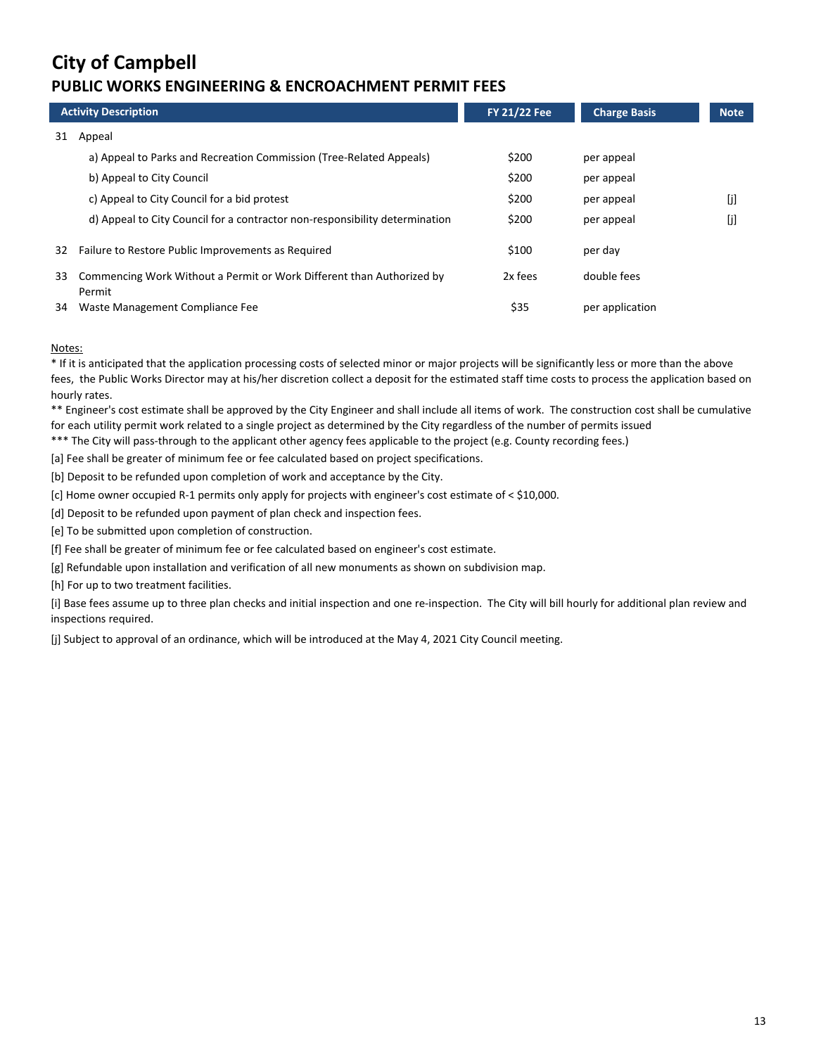# City of Campbell

## PUBLIC WORKS ENGINEERING & ENCROACHMENT PERMIT FEES

| | Activity Description | FY 21/22 Fee | Charge Basis | Note |
|---|---|---|---|---|
| 31 | Appeal | | | |
| | a) Appeal to Parks and Recreation Commission (Tree-Related Appeals) | $200 | per appeal | |
| | b) Appeal to City Council | $200 | per appeal | |
| | c) Appeal to City Council for a bid protest | $200 | per appeal | [j] |
| | d) Appeal to City Council for a contractor non-responsibility determination | $200 | per appeal | [j] |
| 32 | Failure to Restore Public Improvements as Required | $100 | per day | |
| 33 | Commencing Work Without a Permit or Work Different than Authorized by Permit | 2x fees | double fees | |
| 34 | Waste Management Compliance Fee | $35 | per application | |

Notes:

* If it is anticipated that the application processing costs of selected minor or major projects will be significantly less or more than the above fees, the Public Works Director may at his/her discretion collect a deposit for the estimated staff time costs to process the application based on hourly rates.

** Engineer's cost estimate shall be approved by the City Engineer and shall include all items of work. The construction cost shall be cumulative for each utility permit work related to a single project as determined by the City regardless of the number of permits issued

*** The City will pass-through to the applicant other agency fees applicable to the project (e.g. County recording fees.)

[a] Fee shall be greater of minimum fee or fee calculated based on project specifications.

[b] Deposit to be refunded upon completion of work and acceptance by the City.

[c] Home owner occupied R-1 permits only apply for projects with engineer's cost estimate of < $10,000.

[d] Deposit to be refunded upon payment of plan check and inspection fees.

[e] To be submitted upon completion of construction.

[f] Fee shall be greater of minimum fee or fee calculated based on engineer's cost estimate.

[g] Refundable upon installation and verification of all new monuments as shown on subdivision map.

[h] For up to two treatment facilities.

[i] Base fees assume up to three plan checks and initial inspection and one re-inspection. The City will bill hourly for additional plan review and inspections required.

[j] Subject to approval of an ordinance, which will be introduced at the May 4, 2021 City Council meeting.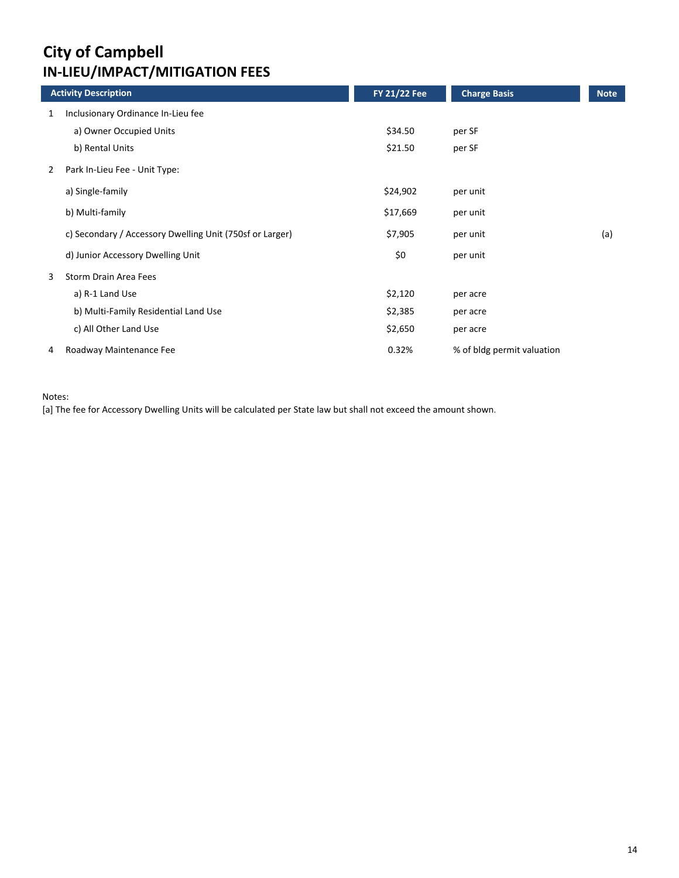# City of Campbell

## IN-LIEU/IMPACT/MITIGATION FEES

| | Activity Description | FY 21/22 Fee | Charge Basis | Note |
|---|---|---|---|---|
| 1 | Inclusionary Ordinance In-Lieu fee | | | |
| | a) Owner Occupied Units | $34.50 | per SF | |
| | b) Rental Units | $21.50 | per SF | |
| 2 | Park In-Lieu Fee - Unit Type: | | | |
| | a) Single-family | $24,902 | per unit | |
| | b) Multi-family | $17,669 | per unit | |
| | c) Secondary / Accessory Dwelling Unit (750sf or Larger) | $7,905 | per unit | (a) |
| | d) Junior Accessory Dwelling Unit | $0 | per unit | |
| 3 | Storm Drain Area Fees | | | |
| | a) R-1 Land Use | $2,120 | per acre | |
| | b) Multi-Family Residential Land Use | $2,385 | per acre | |
| | c) All Other Land Use | $2,650 | per acre | |
| 4 | Roadway Maintenance Fee | 0.32% | % of bldg permit valuation | |

Notes:

[a] The fee for Accessory Dwelling Units will be calculated per State law but shall not exceed the amount shown.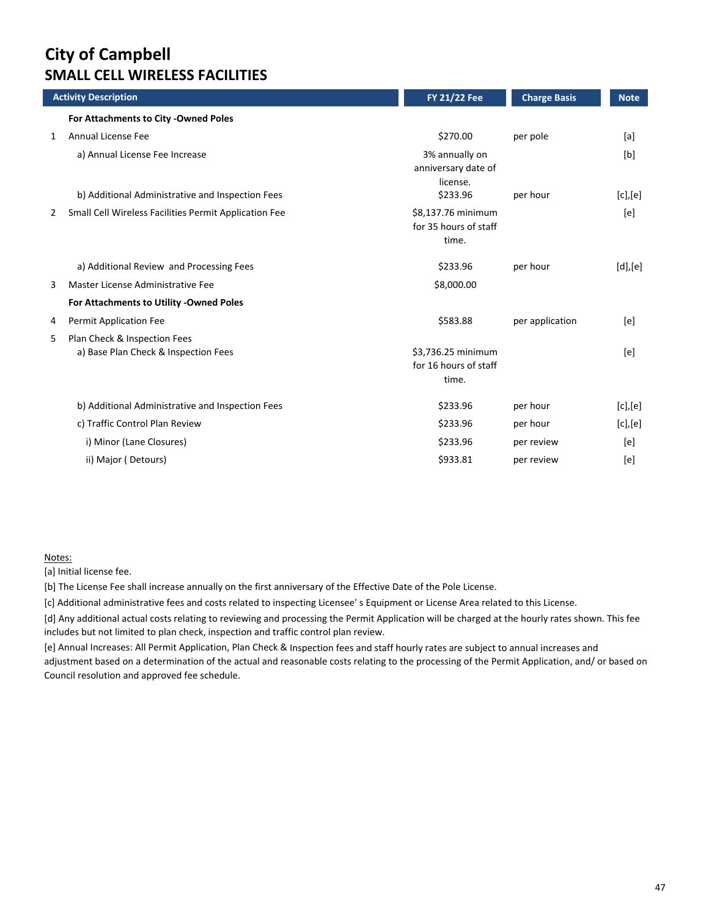# City of Campbell
## SMALL CELL WIRELESS FACILITIES

| | Activity Description | FY 21/22 Fee | Charge Basis | Note |
|---|---|---|---|---|
| | **For Attachments to City -Owned Poles** | | | |
| 1 | Annual License Fee | $270.00 | per pole | [a] |
| | a) Annual License Fee Increase | 3% annually on anniversary date of license. | | [b] |
| | b) Additional Administrative and Inspection Fees | $233.96 | per hour | [c],[e] |
| 2 | Small Cell Wireless Facilities Permit Application Fee | $8,137.76 minimum for 35 hours of staff time. | | [e] |
| | a) Additional Review and Processing Fees | $233.96 | per hour | [d],[e] |
| 3 | Master License Administrative Fee | $8,000.00 | | |
| | **For Attachments to Utility -Owned Poles** | | | |
| 4 | Permit Application Fee | $583.88 | per application | [e] |
| 5 | Plan Check & Inspection Fees | | | |
| | a) Base Plan Check & Inspection Fees | $3,736.25 minimum for 16 hours of staff time. | | [e] |
| | b) Additional Administrative and Inspection Fees | $233.96 | per hour | [c],[e] |
| | c) Traffic Control Plan Review | $233.96 | per hour | [c],[e] |
| | i) Minor (Lane Closures) | $233.96 | per review | [e] |
| | ii) Major ( Detours) | $933.81 | per review | [e] |

Notes:

[a] Initial license fee.

[b] The License Fee shall increase annually on the first anniversary of the Effective Date of the Pole License.

[c] Additional administrative fees and costs related to inspecting Licensee' s Equipment or License Area related to this License.

[d] Any additional actual costs relating to reviewing and processing the Permit Application will be charged at the hourly rates shown. This fee includes but not limited to plan check, inspection and traffic control plan review.

[e] Annual Increases: All Permit Application, Plan Check & Inspection fees and staff hourly rates are subject to annual increases and adjustment based on a determination of the actual and reasonable costs relating to the processing of the Permit Application, and/ or based on Council resolution and approved fee schedule.